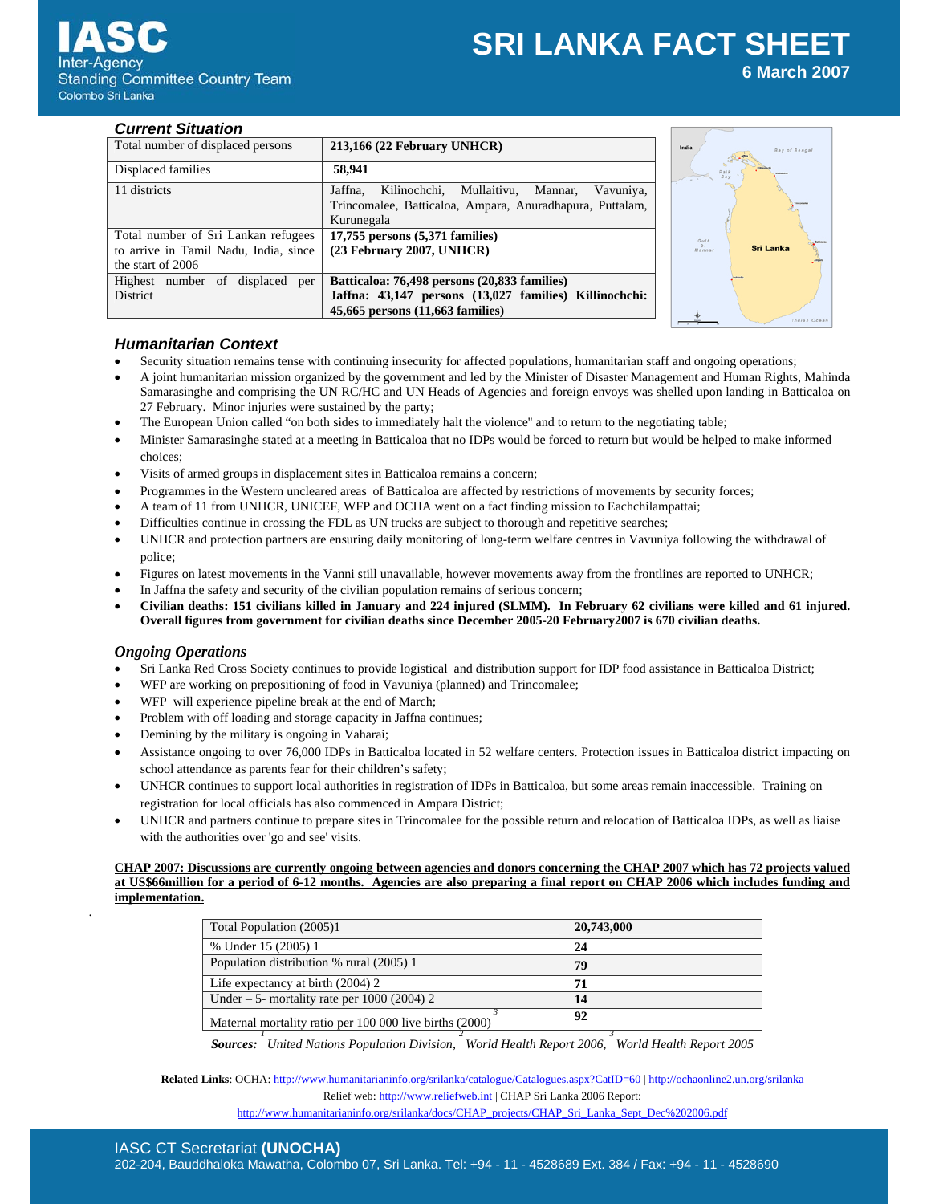IASC
Inter-Agency
Standing Committee Country Team
Colombo Sri Lanka

# SRI LANKA FACT SHEET

**6 March 2007**

## *Current Situation*

| Total number of displaced persons | **213,166 (22 February UNHCR)** |
|---|---|
| Displaced families | **58,941** |
| 11 districts | Jaffna, Kilinochchi, Mullaitivu, Mannar, Vavuniya, Trincomalee, Batticaloa, Ampara, Anuradhapura, Puttalam, Kurunegala |
| Total number of Sri Lankan refugees to arrive in Tamil Nadu, India, since the start of 2006 | **17,755 persons (5,371 families) (23 February 2007, UNHCR)** |
| Highest number of displaced per District | **Batticaloa: 76,498 persons (20,833 families) Jaffna: 43,147 persons (13,027 families) Killinochchi: 45,665 persons (11,663 families)** |

## *Humanitarian Context*

- Security situation remains tense with continuing insecurity for affected populations, humanitarian staff and ongoing operations;
- A joint humanitarian mission organized by the government and led by the Minister of Disaster Management and Human Rights, Mahinda Samarasinghe and comprising the UN RC/HC and UN Heads of Agencies and foreign envoys was shelled upon landing in Batticaloa on 27 February. Minor injuries were sustained by the party;
- The European Union called "on both sides to immediately halt the violence" and to return to the negotiating table;
- Minister Samarasinghe stated at a meeting in Batticaloa that no IDPs would be forced to return but would be helped to make informed choices;
- Visits of armed groups in displacement sites in Batticaloa remains a concern;
- Programmes in the Western uncleared areas of Batticaloa are affected by restrictions of movements by security forces;
- A team of 11 from UNHCR, UNICEF, WFP and OCHA went on a fact finding mission to Eachchilampattai;
- Difficulties continue in crossing the FDL as UN trucks are subject to thorough and repetitive searches;
- UNHCR and protection partners are ensuring daily monitoring of long-term welfare centres in Vavuniya following the withdrawal of police;
- Figures on latest movements in the Vanni still unavailable, however movements away from the frontlines are reported to UNHCR;
- In Jaffna the safety and security of the civilian population remains of serious concern;
- **Civilian deaths: 151 civilians killed in January and 224 injured (SLMM). In February 62 civilians were killed and 61 injured. Overall figures from government for civilian deaths since December 2005-20 February2007 is 670 civilian deaths.**

## *Ongoing Operations*

- Sri Lanka Red Cross Society continues to provide logistical and distribution support for IDP food assistance in Batticaloa District;
- WFP are working on prepositioning of food in Vavuniya (planned) and Trincomalee;
- WFP will experience pipeline break at the end of March;
- Problem with off loading and storage capacity in Jaffna continues;
- Demining by the military is ongoing in Vaharai;
- Assistance ongoing to over 76,000 IDPs in Batticaloa located in 52 welfare centers. Protection issues in Batticaloa district impacting on school attendance as parents fear for their children's safety;
- UNHCR continues to support local authorities in registration of IDPs in Batticaloa, but some areas remain inaccessible. Training on registration for local officials has also commenced in Ampara District;
- UNHCR and partners continue to prepare sites in Trincomalee for the possible return and relocation of Batticaloa IDPs, as well as liaise with the authorities over 'go and see' visits.

**CHAP 2007: Discussions are currently ongoing between agencies and donors concerning the CHAP 2007 which has 72 projects valued at US$66million for a period of 6-12 months. Agencies are also preparing a final report on CHAP 2006 which includes funding and implementation.**

| Total Population (2005)1 | **20,743,000** |
|---|---|
| % Under 15 (2005) 1 | **24** |
| Population distribution % rural (2005) 1 | **79** |
| Life expectancy at birth (2004) 2 | **71** |
| Under – 5- mortality rate per 1000 (2004) 2 | **14** |
| Maternal mortality ratio per 100 000 live births (2000) 3 | **92** |

***Sources:*** *[1] United Nations Population Division, [2] World Health Report 2006, [3] World Health Report 2005*

**Related Links**: OCHA: http://www.humanitarianinfo.org/srilanka/catalogue/Catalogues.aspx?CatID=60 | http://ochaonline2.un.org/srilanka
Relief web: http://www.reliefweb.int | CHAP Sri Lanka 2006 Report:
http://www.humanitarianinfo.org/srilanka/docs/CHAP_projects/CHAP_Sri_Lanka_Sept_Dec%202006.pdf

IASC CT Secretariat **(UNOCHA)**
202-204, Bauddhaloka Mawatha, Colombo 07, Sri Lanka. Tel: +94 - 11 - 4528689 Ext. 384 / Fax: +94 - 11 - 4528690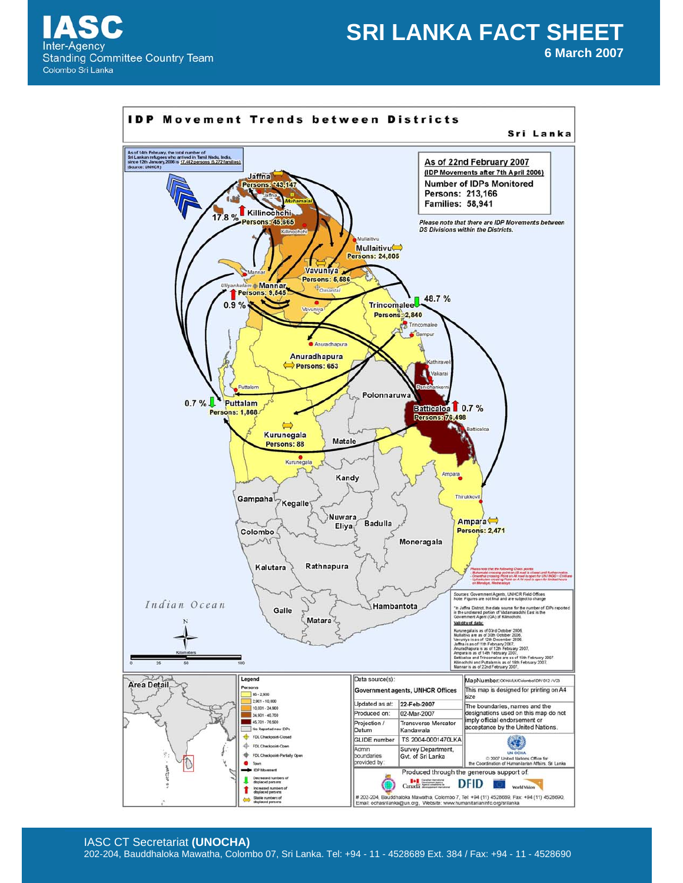# SRI LANKA FACT SHEET

**6 March 2007**

IASC Inter-Agency Standing Committee Country Team Colombo Sri Lanka

## IDP Movement Trends between Districts

Sri Lanka

As of 14th February, the total number of Sri Lankan refugees who arrived in Tamil Nadu, India, since 12th January, 2006 is 17,442 persons (5,272 families) (Source: UNHCR)

**As of 22nd February 2007**
**(IDP Movements after 7th April 2006)**
Number of IDPs Monitored
Persons: 213,166
Families: 58,941

*Please note that there are IDP Movements between DS Divisions within the Districts.*

Jaffna Persons: *43,147
17.8 % Killinochchi Persons: 45,865
Mullaitivu Persons: 24,805
Vavuniya Persons: 5,586
Mannar Persons: 9,545
0.9 %
48.7 % Trincomalee Persons: 2,840
Anuradhapura Persons: 653
0.7 % Puttalam Persons: 1,868
Kurunegala Persons: 88
Batticaloa 0.7 % Persons: 76,498
Ampara Persons: 2,471

Please note that the following Check points:
- Muhamalai crossing point on A9 road is closed until further notice
- Omanthai crossing Point on A9 road is open for UN/ INGO • Civilians
- Uyilankulam crossing Point on A 14 road is open for limited hours on Mondays, Wednesdays

Sources: Government Agents, UNHCR Field Offices
Note: Figures are not final and are subject to change

*In Jaffna District, the data source for the number of IDPs reported in the uncleared portion of Vadamaradchi East is the Government Agent (GA) of Kilinochchi.

**Validity of data:**
Kurunegala is as of 03rd October 2006,
Mullaitivu are as of 30th October 2006,
Vavuniya is as of 12th December 2006,
Jaffna is as of 11th February 2007,
Anuradhapura is as of 12th February 2007,
Ampara is as of 14th February 2007,
Batticaloa and Trincomalee are as of 15th February 2007
Kilinochchi and Puttalam is as of 19th February 2007,
Mannar is as of 22nd February 2007.

**Legend**
Persons
- 85 - 2,900
- 2,901 - 10,000
- 10,001 - 24,900
- 24,901 - 45,700
- 45,701 - 76,500
- No Reported new IDPs
- FDL Checkpoint-Closed
- FDL Checkpoint-Open
- FDL Checkpoint-Partially Open
- Town
- IDP Movement
- Decreased numbers of displaced persons
- Increased number of displaced persons
- Stable numbers of displaced persons

| | |
|---|---|
| Data source(s): | Government agents, UNHCR Offices |
| Updated as at: | 22-Feb-2007 |
| Produced on: | 02-Mar-2007 |
| Projection / Datum | Transverse Mercator Kandawala |
| GLIDE number | TS 2004-0001470LKA |
| Admin boundaries provided by: | Survey Department, Gvt. of Sri Lanka |

MapNumber: OCHA/LK/Colombo/IDP/012/V23

This map is designed for printing on A4 size

The boundaries, names and the designations used on this map do not imply official endorsement or acceptance by the United Nations.

© 2007 United Nations Office for the Coordination of Humanitarian Affairs, Sri Lanka

Produced through the generous support of: Canada, DFID, World Vision

# 202-204, Bauddhaloka Mawatha, Colombo 7, Tel: +94 (11) 4528689, Fax: +94 (11) 4528690,
Email: ochasrilanka@un.org, Website: www.humanitarianinfo.org/srilanka

IASC CT Secretariat **(UNOCHA)**
202-204, Bauddhaloka Mawatha, Colombo 07, Sri Lanka. Tel: +94 - 11 - 4528689 Ext. 384 / Fax: +94 - 11 - 4528690